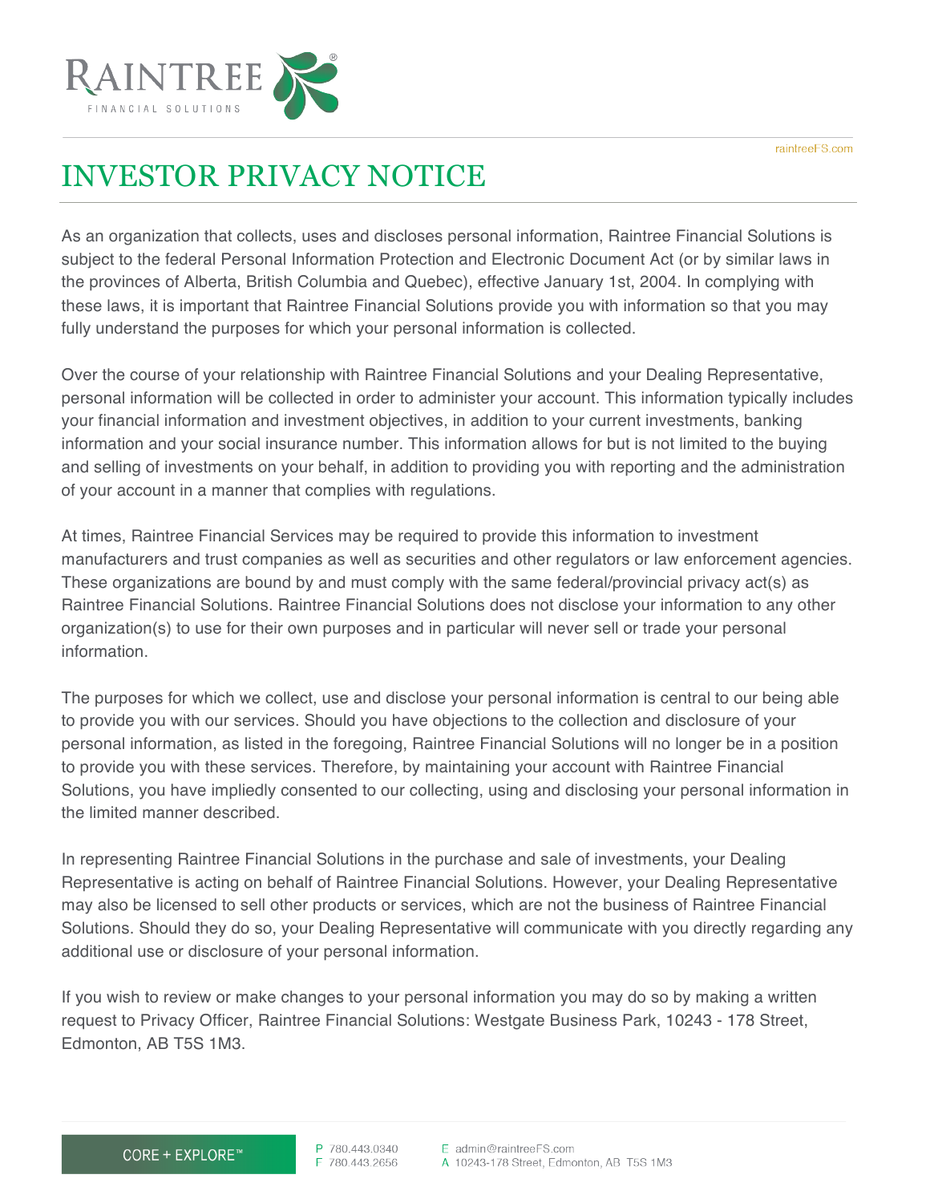# INVESTOR PRIVACY NOTICE

As an organization that collects, uses and discloses personal information, Raintree Financial Solutions is subject to the federal Personal Information Protection and Electronic Document Act (or by similar laws in the provinces of Alberta, British Columbia and Quebec), effective January 1st, 2004. In complying with these laws, it is important that Raintree Financial Solutions provide you with information so that you may fully understand the purposes for which your personal information is collected.

Over the course of your relationship with Raintree Financial Solutions and your Dealing Representative, personal information will be collected in order to administer your account. This information typically includes your financial information and investment objectives, in addition to your current investments, banking information and your social insurance number. This information allows for but is not limited to the buying and selling of investments on your behalf, in addition to providing you with reporting and the administration of your account in a manner that complies with regulations.

At times, Raintree Financial Services may be required to provide this information to investment manufacturers and trust companies as well as securities and other regulators or law enforcement agencies. These organizations are bound by and must comply with the same federal/provincial privacy act(s) as Raintree Financial Solutions. Raintree Financial Solutions does not disclose your information to any other organization(s) to use for their own purposes and in particular will never sell or trade your personal information.

The purposes for which we collect, use and disclose your personal information is central to our being able to provide you with our services. Should you have objections to the collection and disclosure of your personal information, as listed in the foregoing, Raintree Financial Solutions will no longer be in a position to provide you with these services. Therefore, by maintaining your account with Raintree Financial Solutions, you have impliedly consented to our collecting, using and disclosing your personal information in the limited manner described.

In representing Raintree Financial Solutions in the purchase and sale of investments, your Dealing Representative is acting on behalf of Raintree Financial Solutions. However, your Dealing Representative may also be licensed to sell other products or services, which are not the business of Raintree Financial Solutions. Should they do so, your Dealing Representative will communicate with you directly regarding any additional use or disclosure of your personal information.

If you wish to review or make changes to your personal information you may do so by making a written request to Privacy Officer, Raintree Financial Solutions: Westgate Business Park, 10243 - 178 Street, Edmonton, AB T5S 1M3.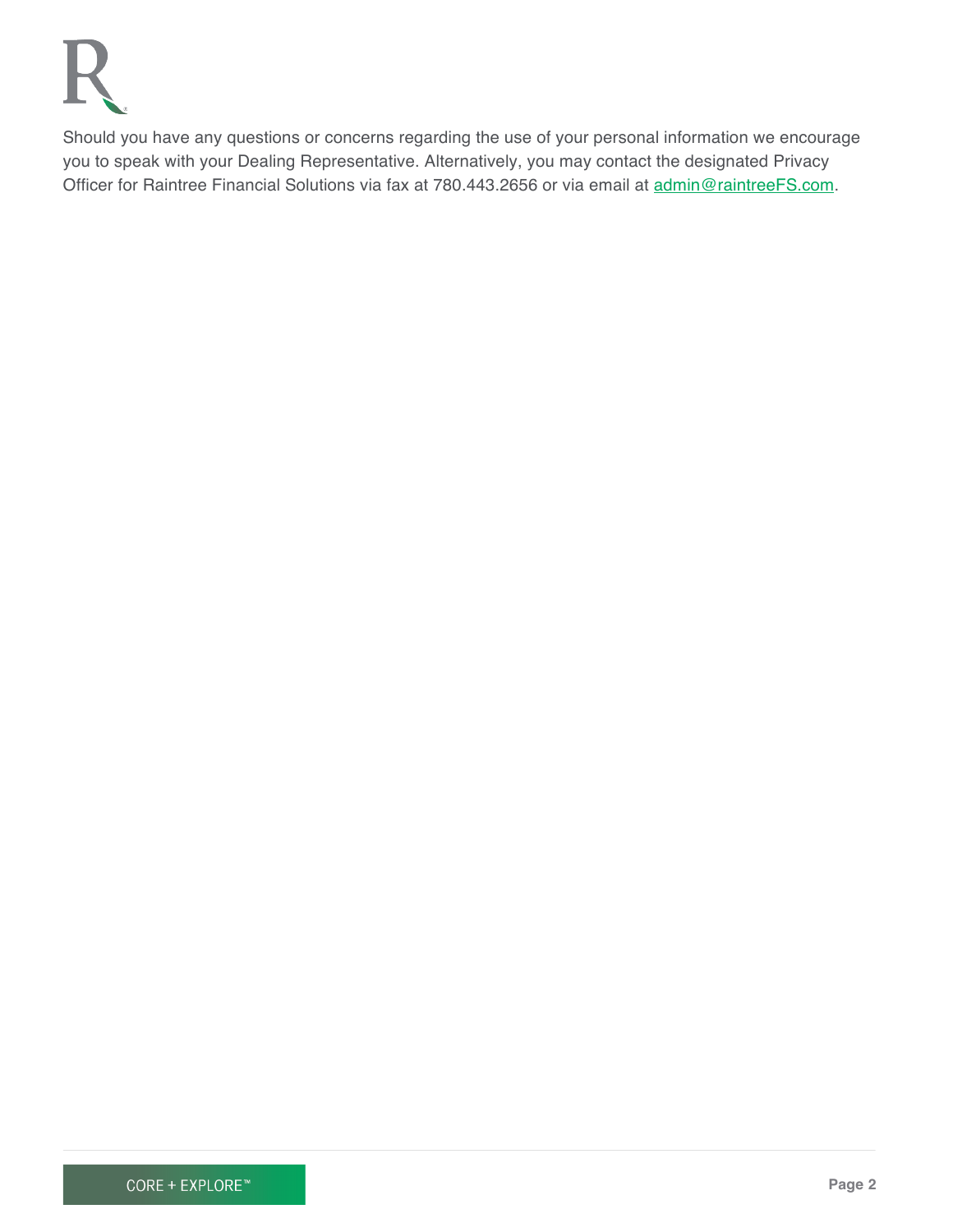Should you have any questions or concerns regarding the use of your personal information we encourage you to speak with your Dealing Representative. Alternatively, you may contact the designated Privacy Officer for Raintree Financial Solutions via fax at 780.443.2656 or via email at admin@raintreeFS.com.